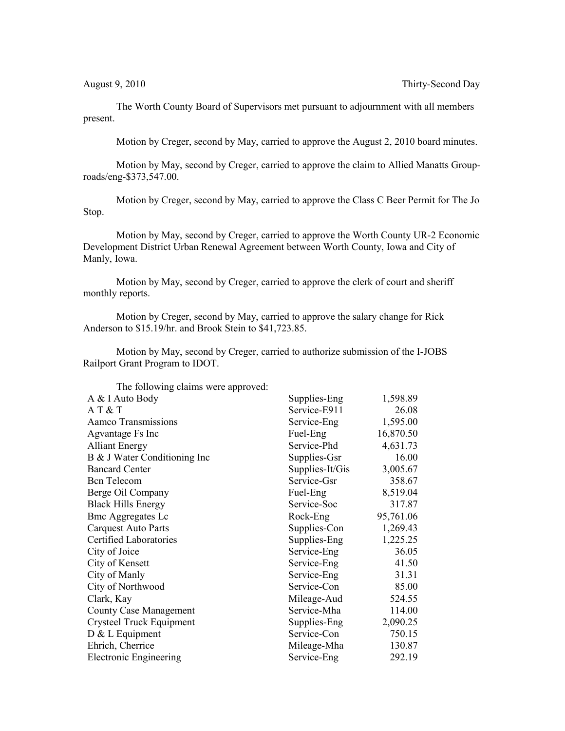August 9, 2010 Thirty-Second Day

The Worth County Board of Supervisors met pursuant to adjournment with all members present.

Motion by Creger, second by May, carried to approve the August 2, 2010 board minutes.

Motion by May, second by Creger, carried to approve the claim to Allied Manatts Group-roads/eng-$373,547.00.

Motion by Creger, second by May, carried to approve the Class C Beer Permit for The Jo Stop.

Motion by May, second by Creger, carried to approve the Worth County UR-2 Economic Development District Urban Renewal Agreement between Worth County, Iowa and City of Manly, Iowa.

Motion by May, second by Creger, carried to approve the clerk of court and sheriff monthly reports.

Motion by Creger, second by May, carried to approve the salary change for Rick Anderson to $15.19/hr. and Brook Stein to $41,723.85.

Motion by May, second by Creger, carried to authorize submission of the I-JOBS Railport Grant Program to IDOT.

The following claims were approved:

| | | |
|---|---|---|
| A & I Auto Body | Supplies-Eng | 1,598.89 |
| A T & T | Service-E911 | 26.08 |
| Aamco Transmissions | Service-Eng | 1,595.00 |
| Agvantage Fs Inc | Fuel-Eng | 16,870.50 |
| Alliant Energy | Service-Phd | 4,631.73 |
| B & J Water Conditioning Inc | Supplies-Gsr | 16.00 |
| Bancard Center | Supplies-It/Gis | 3,005.67 |
| Bcn Telecom | Service-Gsr | 358.67 |
| Berge Oil Company | Fuel-Eng | 8,519.04 |
| Black Hills Energy | Service-Soc | 317.87 |
| Bmc Aggregates Lc | Rock-Eng | 95,761.06 |
| Carquest Auto Parts | Supplies-Con | 1,269.43 |
| Certified Laboratories | Supplies-Eng | 1,225.25 |
| City of Joice | Service-Eng | 36.05 |
| City of Kensett | Service-Eng | 41.50 |
| City of Manly | Service-Eng | 31.31 |
| City of Northwood | Service-Con | 85.00 |
| Clark, Kay | Mileage-Aud | 524.55 |
| County Case Management | Service-Mha | 114.00 |
| Crysteel Truck Equipment | Supplies-Eng | 2,090.25 |
| D & L Equipment | Service-Con | 750.15 |
| Ehrich, Cherrice | Mileage-Mha | 130.87 |
| Electronic Engineering | Service-Eng | 292.19 |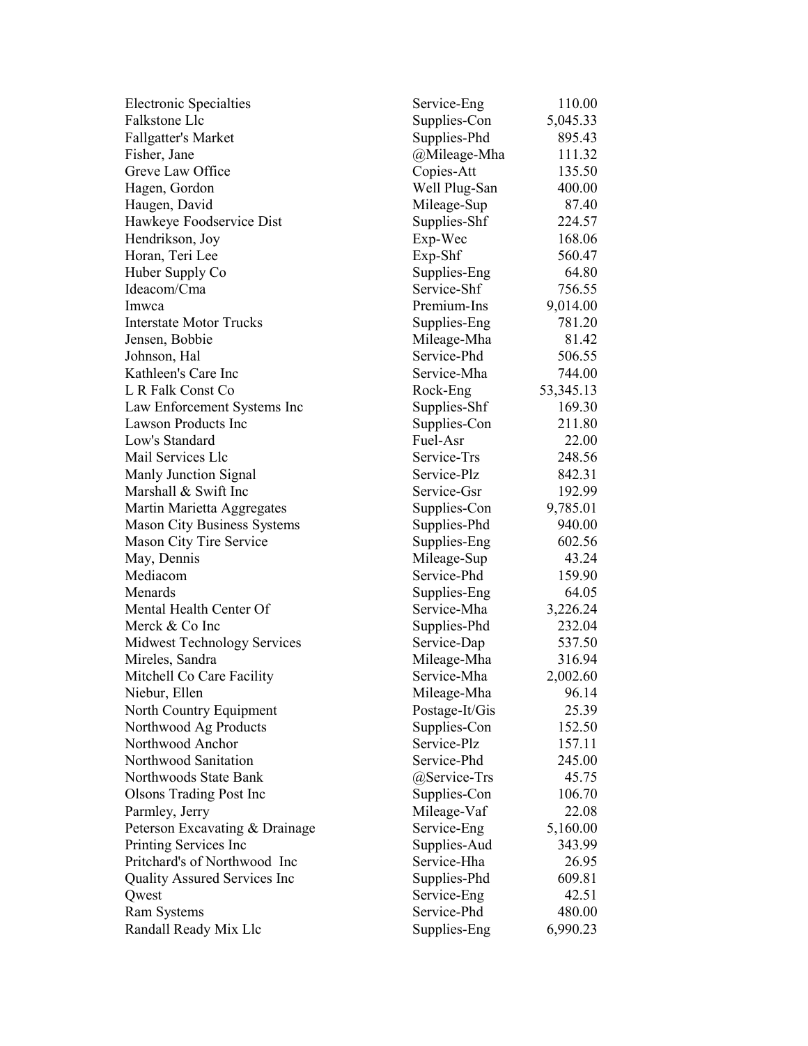| | | |
|---|---|---|
| Electronic Specialties | Service-Eng | 110.00 |
| Falkstone Llc | Supplies-Con | 5,045.33 |
| Fallgatter's Market | Supplies-Phd | 895.43 |
| Fisher, Jane | @Mileage-Mha | 111.32 |
| Greve Law Office | Copies-Att | 135.50 |
| Hagen, Gordon | Well Plug-San | 400.00 |
| Haugen, David | Mileage-Sup | 87.40 |
| Hawkeye Foodservice Dist | Supplies-Shf | 224.57 |
| Hendrikson, Joy | Exp-Wec | 168.06 |
| Horan, Teri Lee | Exp-Shf | 560.47 |
| Huber Supply Co | Supplies-Eng | 64.80 |
| Ideacom/Cma | Service-Shf | 756.55 |
| Imwca | Premium-Ins | 9,014.00 |
| Interstate Motor Trucks | Supplies-Eng | 781.20 |
| Jensen, Bobbie | Mileage-Mha | 81.42 |
| Johnson, Hal | Service-Phd | 506.55 |
| Kathleen's Care Inc | Service-Mha | 744.00 |
| L R Falk Const Co | Rock-Eng | 53,345.13 |
| Law Enforcement Systems Inc | Supplies-Shf | 169.30 |
| Lawson Products Inc | Supplies-Con | 211.80 |
| Low's Standard | Fuel-Asr | 22.00 |
| Mail Services Llc | Service-Trs | 248.56 |
| Manly Junction Signal | Service-Plz | 842.31 |
| Marshall & Swift Inc | Service-Gsr | 192.99 |
| Martin Marietta Aggregates | Supplies-Con | 9,785.01 |
| Mason City Business Systems | Supplies-Phd | 940.00 |
| Mason City Tire Service | Supplies-Eng | 602.56 |
| May, Dennis | Mileage-Sup | 43.24 |
| Mediacom | Service-Phd | 159.90 |
| Menards | Supplies-Eng | 64.05 |
| Mental Health Center Of | Service-Mha | 3,226.24 |
| Merck & Co Inc | Supplies-Phd | 232.04 |
| Midwest Technology Services | Service-Dap | 537.50 |
| Mireles, Sandra | Mileage-Mha | 316.94 |
| Mitchell Co Care Facility | Service-Mha | 2,002.60 |
| Niebur, Ellen | Mileage-Mha | 96.14 |
| North Country Equipment | Postage-It/Gis | 25.39 |
| Northwood Ag Products | Supplies-Con | 152.50 |
| Northwood Anchor | Service-Plz | 157.11 |
| Northwood Sanitation | Service-Phd | 245.00 |
| Northwoods State Bank | @Service-Trs | 45.75 |
| Olsons Trading Post Inc | Supplies-Con | 106.70 |
| Parmley, Jerry | Mileage-Vaf | 22.08 |
| Peterson Excavating & Drainage | Service-Eng | 5,160.00 |
| Printing Services Inc | Supplies-Aud | 343.99 |
| Pritchard's of Northwood Inc | Service-Hha | 26.95 |
| Quality Assured Services Inc | Supplies-Phd | 609.81 |
| Qwest | Service-Eng | 42.51 |
| Ram Systems | Service-Phd | 480.00 |
| Randall Ready Mix Llc | Supplies-Eng | 6,990.23 |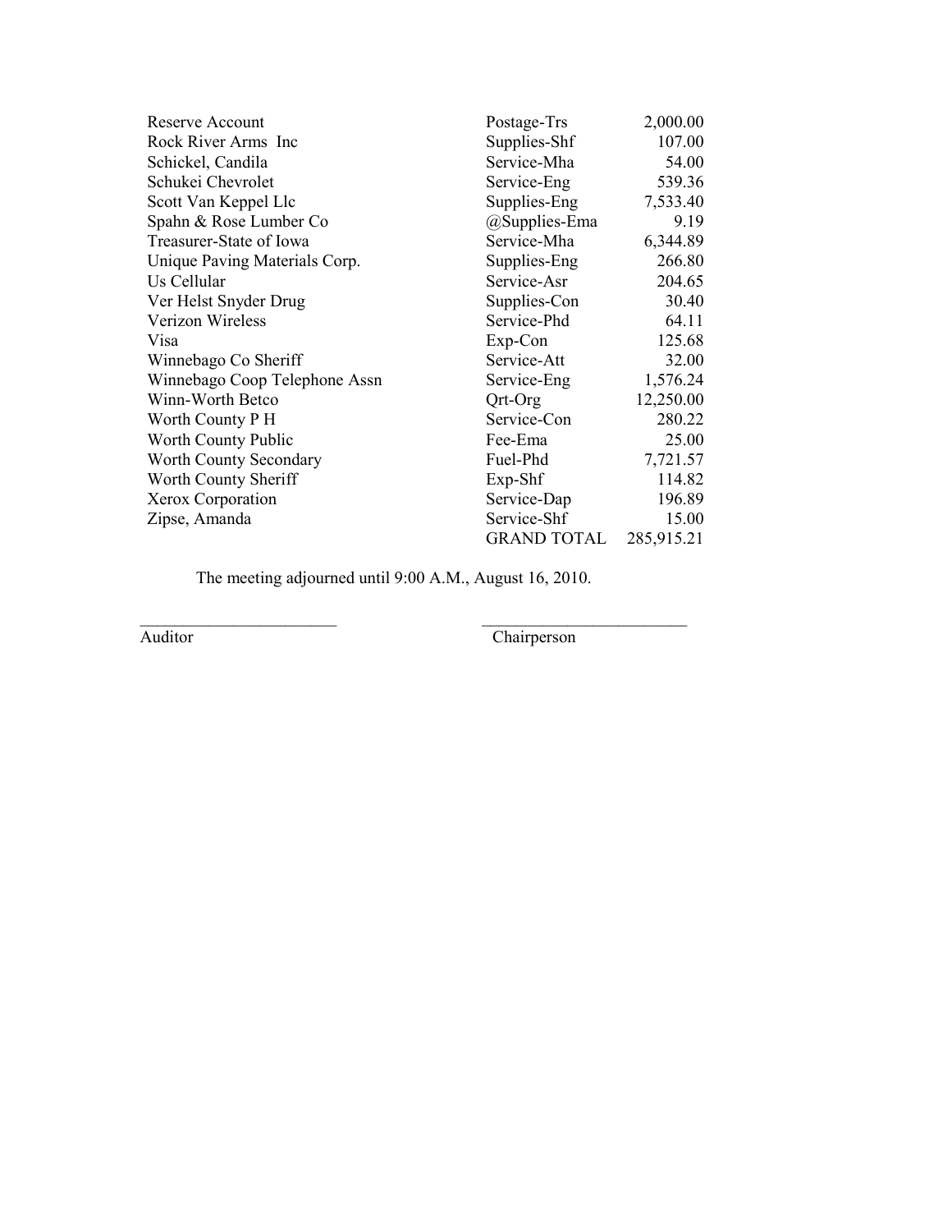| | | |
|---|---|---|
| Reserve Account | Postage-Trs | 2,000.00 |
| Rock River Arms Inc | Supplies-Shf | 107.00 |
| Schickel, Candila | Service-Mha | 54.00 |
| Schukei Chevrolet | Service-Eng | 539.36 |
| Scott Van Keppel Llc | Supplies-Eng | 7,533.40 |
| Spahn & Rose Lumber Co | @Supplies-Ema | 9.19 |
| Treasurer-State of Iowa | Service-Mha | 6,344.89 |
| Unique Paving Materials Corp. | Supplies-Eng | 266.80 |
| Us Cellular | Service-Asr | 204.65 |
| Ver Helst Snyder Drug | Supplies-Con | 30.40 |
| Verizon Wireless | Service-Phd | 64.11 |
| Visa | Exp-Con | 125.68 |
| Winnebago Co Sheriff | Service-Att | 32.00 |
| Winnebago Coop Telephone Assn | Service-Eng | 1,576.24 |
| Winn-Worth Betco | Qrt-Org | 12,250.00 |
| Worth County P H | Service-Con | 280.22 |
| Worth County Public | Fee-Ema | 25.00 |
| Worth County Secondary | Fuel-Phd | 7,721.57 |
| Worth County Sheriff | Exp-Shf | 114.82 |
| Xerox Corporation | Service-Dap | 196.89 |
| Zipse, Amanda | Service-Shf | 15.00 |
| | GRAND TOTAL | 285,915.21 |

The meeting adjourned until 9:00 A.M., August 16, 2010.

\_\_\_\_\_\_\_\_\_\_\_\_\_\_\_\_\_\_\_\_\_\_\_\_ \_\_\_\_\_\_\_\_\_\_\_\_\_\_\_\_\_\_\_\_\_\_\_\_

Auditor Chairperson